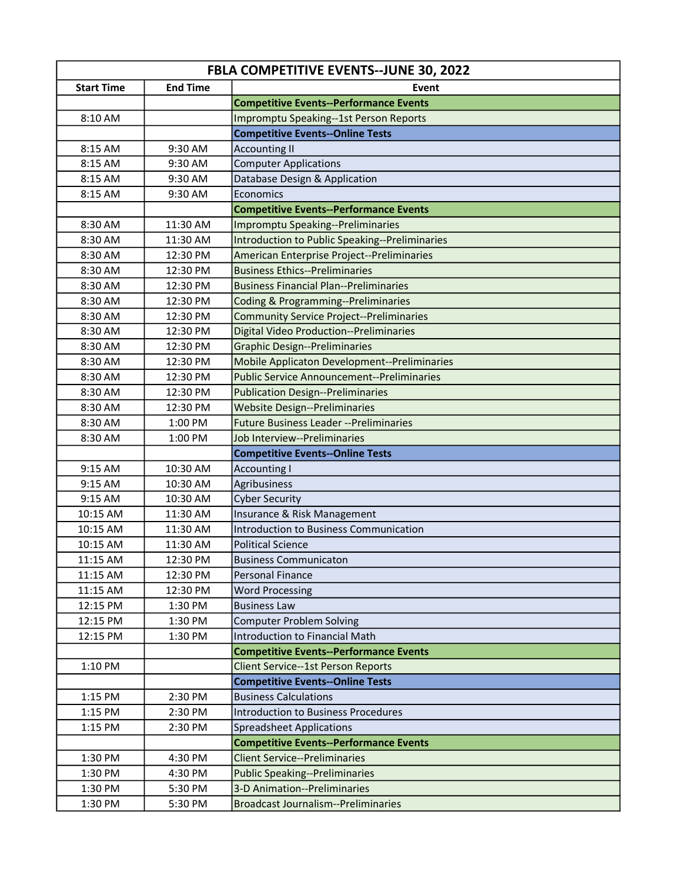| FBLA COMPETITIVE EVENTS--JUNE 30, 2022 | | |
|---|---|---|
| **Start Time** | **End Time** | **Event** |
| | | **Competitive Events--Performance Events** |
| 8:10 AM | | Impromptu Speaking--1st Person Reports |
| | | **Competitive Events--Online Tests** |
| 8:15 AM | 9:30 AM | Accounting II |
| 8:15 AM | 9:30 AM | Computer Applications |
| 8:15 AM | 9:30 AM | Database Design & Application |
| 8:15 AM | 9:30 AM | Economics |
| | | **Competitive Events--Performance Events** |
| 8:30 AM | 11:30 AM | Impromptu Speaking--Preliminaries |
| 8:30 AM | 11:30 AM | Introduction to Public Speaking--Preliminaries |
| 8:30 AM | 12:30 PM | American Enterprise Project--Preliminaries |
| 8:30 AM | 12:30 PM | Business Ethics--Preliminaries |
| 8:30 AM | 12:30 PM | Business Financial Plan--Preliminaries |
| 8:30 AM | 12:30 PM | Coding & Programming--Preliminaries |
| 8:30 AM | 12:30 PM | Community Service Project--Preliminaries |
| 8:30 AM | 12:30 PM | Digital Video Production--Preliminaries |
| 8:30 AM | 12:30 PM | Graphic Design--Preliminaries |
| 8:30 AM | 12:30 PM | Mobile Applicaton Development--Preliminaries |
| 8:30 AM | 12:30 PM | Public Service Announcement--Preliminaries |
| 8:30 AM | 12:30 PM | Publication Design--Preliminaries |
| 8:30 AM | 12:30 PM | Website Design--Preliminaries |
| 8:30 AM | 1:00 PM | Future Business Leader --Preliminaries |
| 8:30 AM | 1:00 PM | Job Interview--Preliminaries |
| | | **Competitive Events--Online Tests** |
| 9:15 AM | 10:30 AM | Accounting I |
| 9:15 AM | 10:30 AM | Agribusiness |
| 9:15 AM | 10:30 AM | Cyber Security |
| 10:15 AM | 11:30 AM | Insurance & Risk Management |
| 10:15 AM | 11:30 AM | Introduction to Business Communication |
| 10:15 AM | 11:30 AM | Political Science |
| 11:15 AM | 12:30 PM | Business Communicaton |
| 11:15 AM | 12:30 PM | Personal Finance |
| 11:15 AM | 12:30 PM | Word Processing |
| 12:15 PM | 1:30 PM | Business Law |
| 12:15 PM | 1:30 PM | Computer Problem Solving |
| 12:15 PM | 1:30 PM | Introduction to Financial Math |
| | | **Competitive Events--Performance Events** |
| 1:10 PM | | Client Service--1st Person Reports |
| | | **Competitive Events--Online Tests** |
| 1:15 PM | 2:30 PM | Business Calculations |
| 1:15 PM | 2:30 PM | Introduction to Business Procedures |
| 1:15 PM | 2:30 PM | Spreadsheet Applications |
| | | **Competitive Events--Performance Events** |
| 1:30 PM | 4:30 PM | Client Service--Preliminaries |
| 1:30 PM | 4:30 PM | Public Speaking--Preliminaries |
| 1:30 PM | 5:30 PM | 3-D Animation--Preliminaries |
| 1:30 PM | 5:30 PM | Broadcast Journalism--Preliminaries |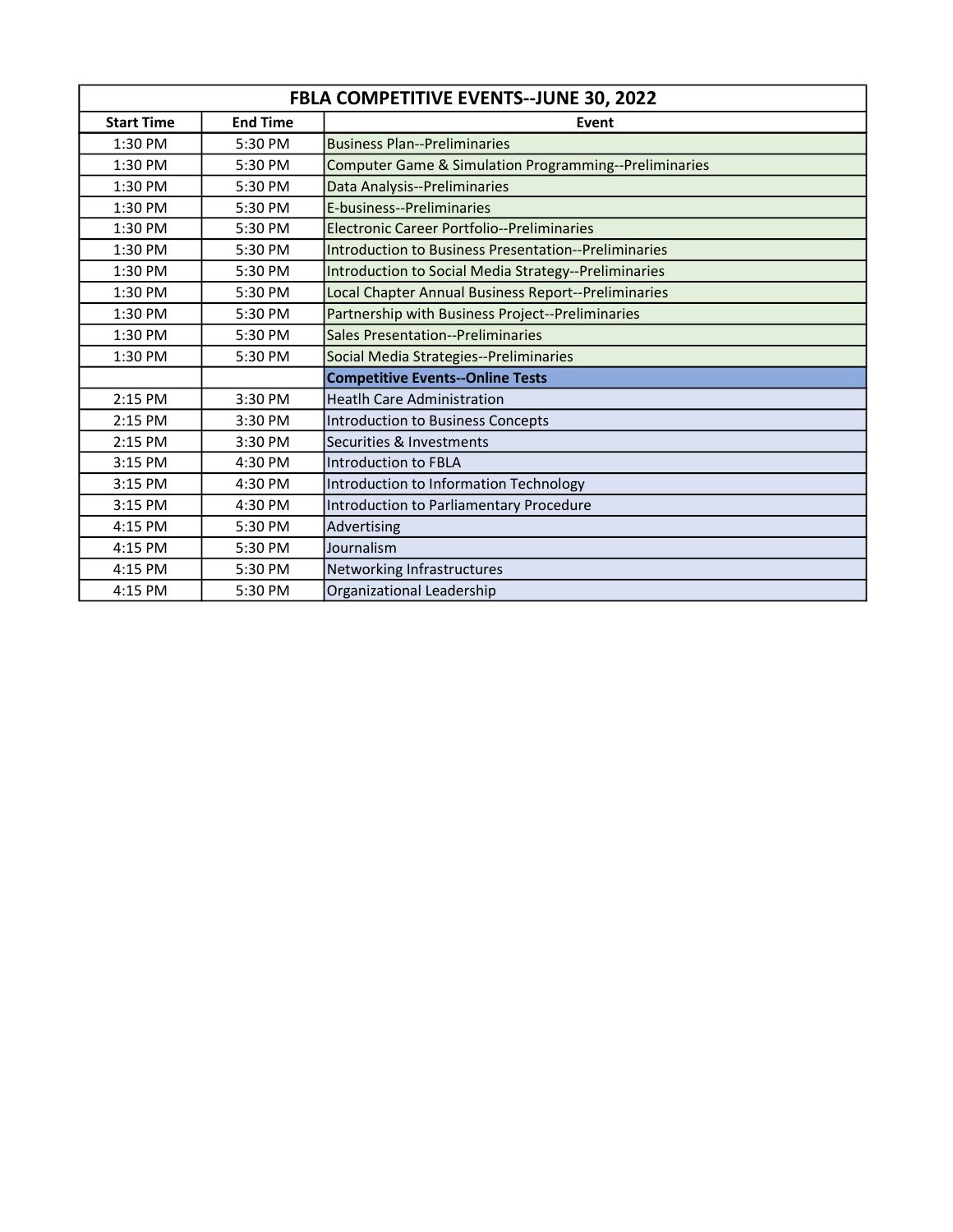| FBLA COMPETITIVE EVENTS--JUNE 30, 2022 | | |
|---|---|---|
| **Start Time** | **End Time** | **Event** |
| 1:30 PM | 5:30 PM | Business Plan--Preliminaries |
| 1:30 PM | 5:30 PM | Computer Game & Simulation Programming--Preliminaries |
| 1:30 PM | 5:30 PM | Data Analysis--Preliminaries |
| 1:30 PM | 5:30 PM | E-business--Preliminaries |
| 1:30 PM | 5:30 PM | Electronic Career Portfolio--Preliminaries |
| 1:30 PM | 5:30 PM | Introduction to Business Presentation--Preliminaries |
| 1:30 PM | 5:30 PM | Introduction to Social Media Strategy--Preliminaries |
| 1:30 PM | 5:30 PM | Local Chapter Annual Business Report--Preliminaries |
| 1:30 PM | 5:30 PM | Partnership with Business Project--Preliminaries |
| 1:30 PM | 5:30 PM | Sales Presentation--Preliminaries |
| 1:30 PM | 5:30 PM | Social Media Strategies--Preliminaries |
| | | **Competitive Events--Online Tests** |
| 2:15 PM | 3:30 PM | Heatlh Care Administration |
| 2:15 PM | 3:30 PM | Introduction to Business Concepts |
| 2:15 PM | 3:30 PM | Securities & Investments |
| 3:15 PM | 4:30 PM | Introduction to FBLA |
| 3:15 PM | 4:30 PM | Introduction to Information Technology |
| 3:15 PM | 4:30 PM | Introduction to Parliamentary Procedure |
| 4:15 PM | 5:30 PM | Advertising |
| 4:15 PM | 5:30 PM | Journalism |
| 4:15 PM | 5:30 PM | Networking Infrastructures |
| 4:15 PM | 5:30 PM | Organizational Leadership |